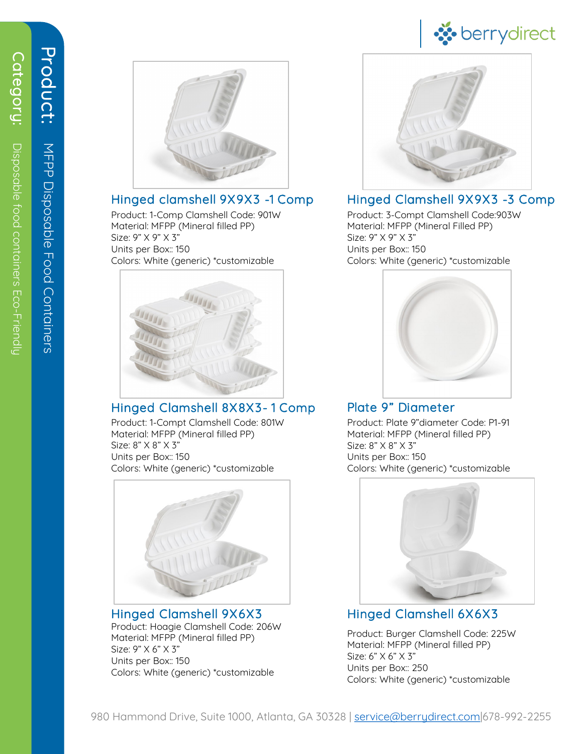**Category:** Disposable food containers Eco-Friendly

**Product:** MFPP Disposable Food Containers

berrydirect

## Hinged clamshell 9X9X3 -1 Comp

Product: 1-Comp Clamshell Code: 901W
Material: MFPP (Mineral filled PP)
Size: 9” X 9” X 3”
Units per Box:: 150
Colors: White (generic) *customizable

## Hinged Clamshell 9X9X3 -3 Comp

Product: 3-Compt Clamshell Code:903W
Material: MFPP (Mineral Filled PP)
Size: 9” X 9” X 3”
Units per Box:: 150
Colors: White (generic) *customizable

## Hinged Clamshell 8X8X3- 1 Comp

Product: 1-Compt Clamshell Code: 801W
Material: MFPP (Mineral filled PP)
Size: 8” X 8” X 3”
Units per Box:: 150
Colors: White (generic) *customizable

## Plate 9” Diameter

Product: Plate 9”diameter Code: P1-91
Material: MFPP (Mineral filled PP)
Size: 8” X 8” X 3”
Units per Box:: 150
Colors: White (generic) *customizable

## Hinged Clamshell 9X6X3

Product: Hoagie Clamshell Code: 206W
Material: MFPP (Mineral filled PP)
Size: 9” X 6” X 3”
Units per Box:: 150
Colors: White (generic) *customizable

## Hinged Clamshell 6X6X3

Product: Burger Clamshell Code: 225W
Material: MFPP (Mineral filled PP)
Size: 6” X 6” X 3”
Units per Box:: 250
Colors: White (generic) *customizable

980 Hammond Drive, Suite 1000, Atlanta, GA 30328 | service@berrydirect.com|678-992-2255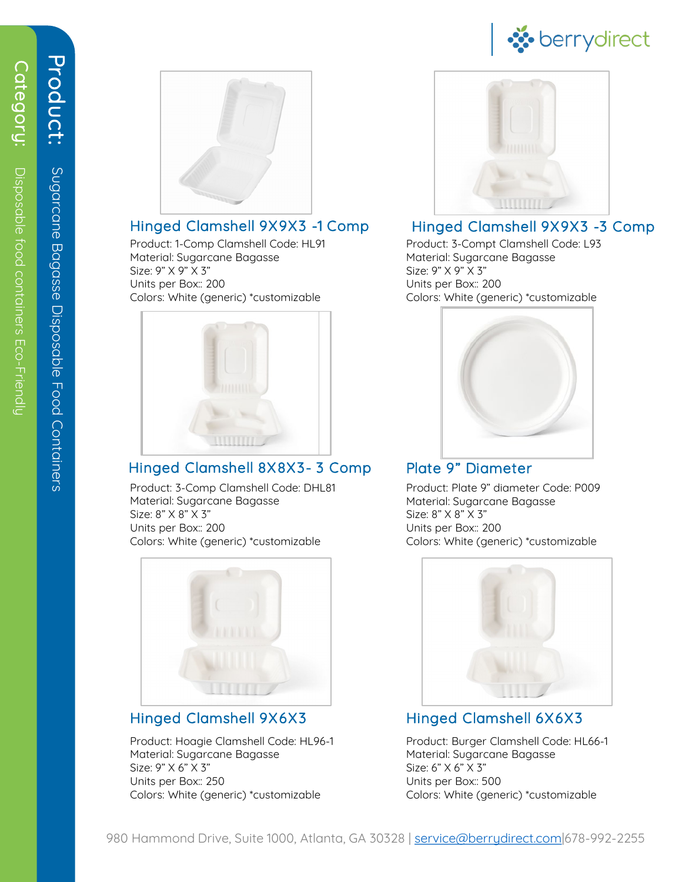Category: Disposable food containers Eco-Friendly

Product: Sugarcane Bagasse Disposable Food Containers

berrydirect

## Hinged Clamshell 9X9X3 -1 Comp

Product: 1-Comp Clamshell Code: HL91
Material: Sugarcane Bagasse
Size: 9” X 9” X 3”
Units per Box:: 200
Colors: White (generic) *customizable

## Hinged Clamshell 9X9X3 -3 Comp

Product: 3-Compt Clamshell Code: L93
Material: Sugarcane Bagasse
Size: 9” X 9” X 3”
Units per Box:: 200
Colors: White (generic) *customizable

## Hinged Clamshell 8X8X3- 3 Comp

Product: 3-Comp Clamshell Code: DHL81
Material: Sugarcane Bagasse
Size: 8” X 8” X 3”
Units per Box:: 200
Colors: White (generic) *customizable

## Plate 9” Diameter

Product: Plate 9” diameter Code: P009
Material: Sugarcane Bagasse
Size: 8” X 8” X 3”
Units per Box:: 200
Colors: White (generic) *customizable

## Hinged Clamshell 9X6X3

Product: Hoagie Clamshell Code: HL96-1
Material: Sugarcane Bagasse
Size: 9” X 6” X 3”
Units per Box:: 250
Colors: White (generic) *customizable

## Hinged Clamshell 6X6X3

Product: Burger Clamshell Code: HL66-1
Material: Sugarcane Bagasse
Size: 6” X 6” X 3”
Units per Box:: 500
Colors: White (generic) *customizable

980 Hammond Drive, Suite 1000, Atlanta, GA 30328 | service@berrydirect.com|678-992-2255